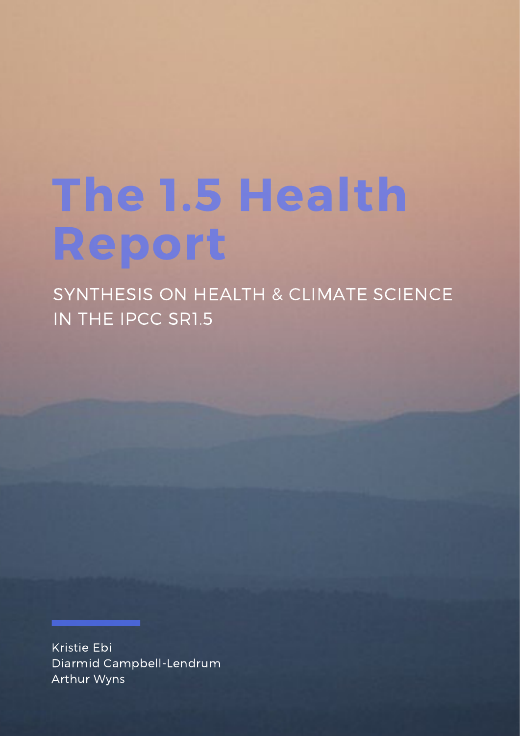# The 1.5 Health Report

SYNTHESIS ON HEALTH & CLIMATE SCIENCE IN THE IPCC SR1.5

Kristie Ebi
Diarmid Campbell-Lendrum
Arthur Wyns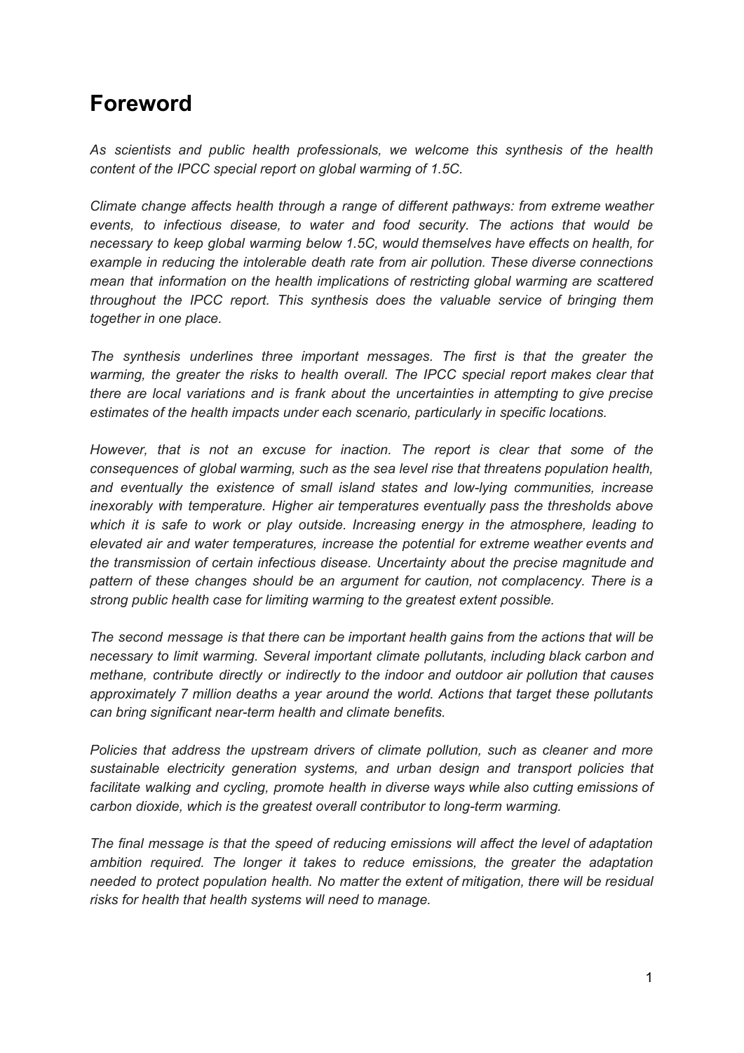# Foreword

*As scientists and public health professionals, we welcome this synthesis of the health content of the IPCC special report on global warming of 1.5C.*

*Climate change affects health through a range of different pathways: from extreme weather events, to infectious disease, to water and food security. The actions that would be necessary to keep global warming below 1.5C, would themselves have effects on health, for example in reducing the intolerable death rate from air pollution. These diverse connections mean that information on the health implications of restricting global warming are scattered throughout the IPCC report. This synthesis does the valuable service of bringing them together in one place.*

*The synthesis underlines three important messages. The first is that the greater the warming, the greater the risks to health overall. The IPCC special report makes clear that there are local variations and is frank about the uncertainties in attempting to give precise estimates of the health impacts under each scenario, particularly in specific locations.*

*However, that is not an excuse for inaction. The report is clear that some of the consequences of global warming, such as the sea level rise that threatens population health, and eventually the existence of small island states and low-lying communities, increase inexorably with temperature. Higher air temperatures eventually pass the thresholds above which it is safe to work or play outside. Increasing energy in the atmosphere, leading to elevated air and water temperatures, increase the potential for extreme weather events and the transmission of certain infectious disease. Uncertainty about the precise magnitude and pattern of these changes should be an argument for caution, not complacency. There is a strong public health case for limiting warming to the greatest extent possible.*

*The second message is that there can be important health gains from the actions that will be necessary to limit warming. Several important climate pollutants, including black carbon and methane, contribute directly or indirectly to the indoor and outdoor air pollution that causes approximately 7 million deaths a year around the world. Actions that target these pollutants can bring significant near-term health and climate benefits.*

*Policies that address the upstream drivers of climate pollution, such as cleaner and more sustainable electricity generation systems, and urban design and transport policies that facilitate walking and cycling, promote health in diverse ways while also cutting emissions of carbon dioxide, which is the greatest overall contributor to long-term warming.*

*The final message is that the speed of reducing emissions will affect the level of adaptation ambition required. The longer it takes to reduce emissions, the greater the adaptation needed to protect population health. No matter the extent of mitigation, there will be residual risks for health that health systems will need to manage.*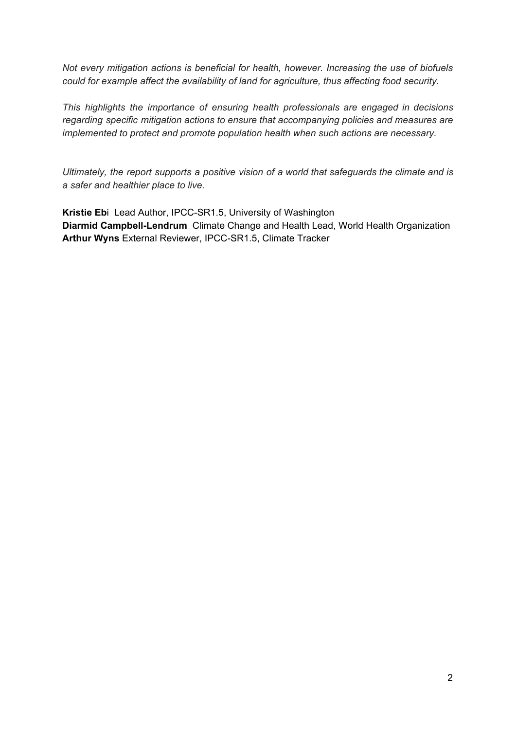*Not every mitigation actions is beneficial for health, however. Increasing the use of biofuels could for example affect the availability of land for agriculture, thus affecting food security.*

*This highlights the importance of ensuring health professionals are engaged in decisions regarding specific mitigation actions to ensure that accompanying policies and measures are implemented to protect and promote population health when such actions are necessary.*

*Ultimately, the report supports a positive vision of a world that safeguards the climate and is a safer and healthier place to live.*

**Kristie Eb**i Lead Author, IPCC-SR1.5, University of Washington
**Diarmid Campbell-Lendrum** Climate Change and Health Lead, World Health Organization
**Arthur Wyns** External Reviewer, IPCC-SR1.5, Climate Tracker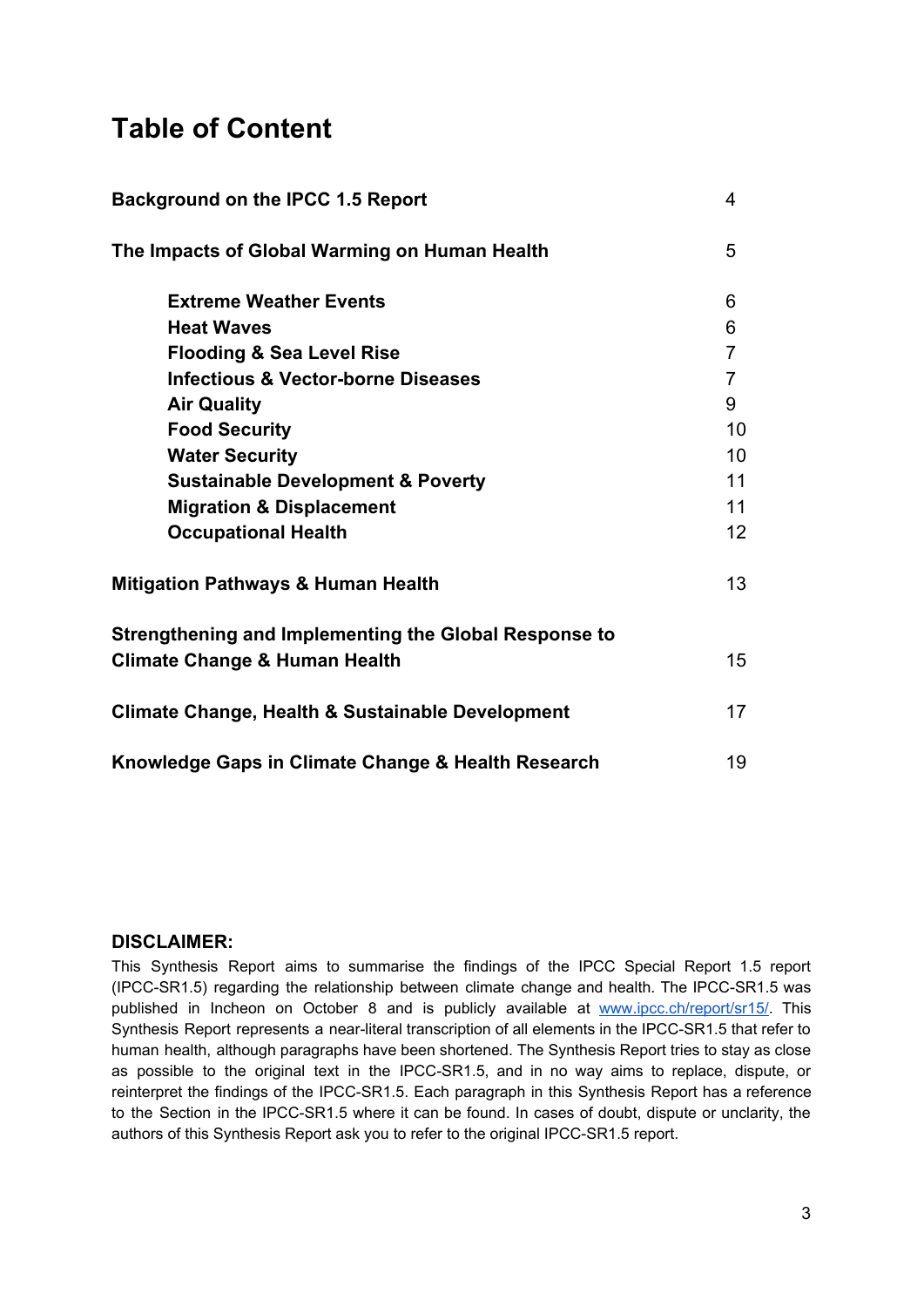# Table of Content

| | |
|---|---|
| **Background on the IPCC 1.5 Report** | 4 |
| **The Impacts of Global Warming on Human Health** | 5 |
| &nbsp;&nbsp;&nbsp;&nbsp;**Extreme Weather Events** | 6 |
| &nbsp;&nbsp;&nbsp;&nbsp;**Heat Waves** | 6 |
| &nbsp;&nbsp;&nbsp;&nbsp;**Flooding & Sea Level Rise** | 7 |
| &nbsp;&nbsp;&nbsp;&nbsp;**Infectious & Vector-borne Diseases** | 7 |
| &nbsp;&nbsp;&nbsp;&nbsp;**Air Quality** | 9 |
| &nbsp;&nbsp;&nbsp;&nbsp;**Food Security** | 10 |
| &nbsp;&nbsp;&nbsp;&nbsp;**Water Security** | 10 |
| &nbsp;&nbsp;&nbsp;&nbsp;**Sustainable Development & Poverty** | 11 |
| &nbsp;&nbsp;&nbsp;&nbsp;**Migration & Displacement** | 11 |
| &nbsp;&nbsp;&nbsp;&nbsp;**Occupational Health** | 12 |
| **Mitigation Pathways & Human Health** | 13 |
| **Strengthening and Implementing the Global Response to Climate Change & Human Health** | 15 |
| **Climate Change, Health & Sustainable Development** | 17 |
| **Knowledge Gaps in Climate Change & Health Research** | 19 |

**DISCLAIMER:**

This Synthesis Report aims to summarise the findings of the IPCC Special Report 1.5 report (IPCC-SR1.5) regarding the relationship between climate change and health. The IPCC-SR1.5 was published in Incheon on October 8 and is publicly available at www.ipcc.ch/report/sr15/. This Synthesis Report represents a near-literal transcription of all elements in the IPCC-SR1.5 that refer to human health, although paragraphs have been shortened. The Synthesis Report tries to stay as close as possible to the original text in the IPCC-SR1.5, and in no way aims to replace, dispute, or reinterpret the findings of the IPCC-SR1.5. Each paragraph in this Synthesis Report has a reference to the Section in the IPCC-SR1.5 where it can be found. In cases of doubt, dispute or unclarity, the authors of this Synthesis Report ask you to refer to the original IPCC-SR1.5 report.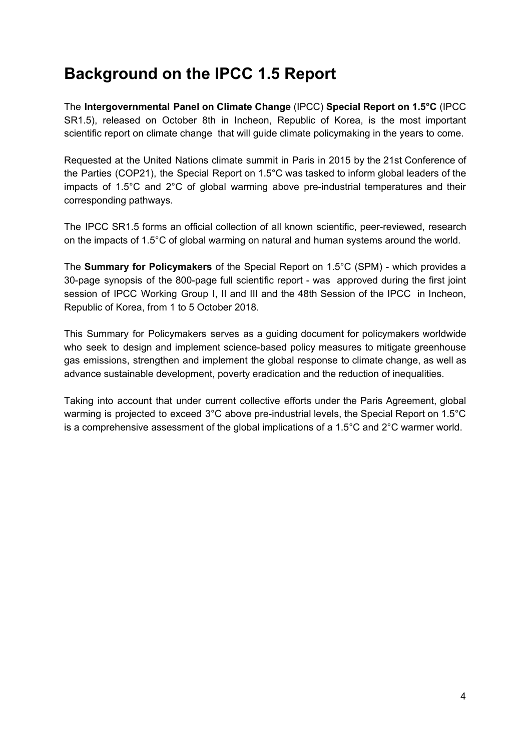# Background on the IPCC 1.5 Report

The **Intergovernmental Panel on Climate Change** (IPCC) **Special Report on 1.5°C** (IPCC SR1.5), released on October 8th in Incheon, Republic of Korea, is the most important scientific report on climate change that will guide climate policymaking in the years to come.

Requested at the United Nations climate summit in Paris in 2015 by the 21st Conference of the Parties (COP21), the Special Report on 1.5°C was tasked to inform global leaders of the impacts of 1.5°C and 2°C of global warming above pre-industrial temperatures and their corresponding pathways.

The IPCC SR1.5 forms an official collection of all known scientific, peer-reviewed, research on the impacts of 1.5°C of global warming on natural and human systems around the world.

The **Summary for Policymakers** of the Special Report on 1.5°C (SPM) - which provides a 30-page synopsis of the 800-page full scientific report - was approved during the first joint session of IPCC Working Group I, II and III and the 48th Session of the IPCC in Incheon, Republic of Korea, from 1 to 5 October 2018.

This Summary for Policymakers serves as a guiding document for policymakers worldwide who seek to design and implement science-based policy measures to mitigate greenhouse gas emissions, strengthen and implement the global response to climate change, as well as advance sustainable development, poverty eradication and the reduction of inequalities.

Taking into account that under current collective efforts under the Paris Agreement, global warming is projected to exceed 3°C above pre-industrial levels, the Special Report on 1.5°C is a comprehensive assessment of the global implications of a 1.5°C and 2°C warmer world.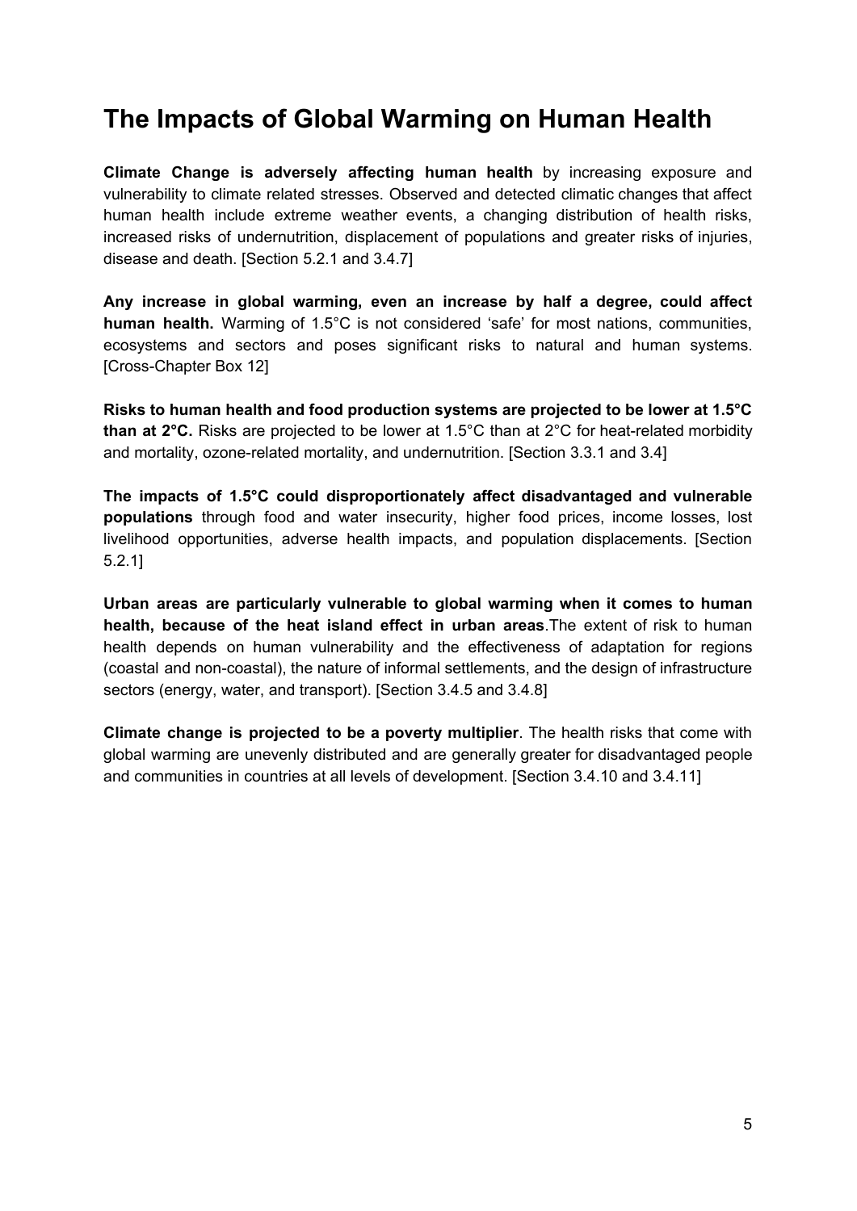# The Impacts of Global Warming on Human Health

**Climate Change is adversely affecting human health** by increasing exposure and vulnerability to climate related stresses. Observed and detected climatic changes that affect human health include extreme weather events, a changing distribution of health risks, increased risks of undernutrition, displacement of populations and greater risks of injuries, disease and death. [Section 5.2.1 and 3.4.7]

**Any increase in global warming, even an increase by half a degree, could affect human health.** Warming of 1.5°C is not considered 'safe' for most nations, communities, ecosystems and sectors and poses significant risks to natural and human systems. [Cross-Chapter Box 12]

**Risks to human health and food production systems are projected to be lower at 1.5°C than at 2°C.** Risks are projected to be lower at 1.5°C than at 2°C for heat-related morbidity and mortality, ozone-related mortality, and undernutrition. [Section 3.3.1 and 3.4]

**The impacts of 1.5°C could disproportionately affect disadvantaged and vulnerable populations** through food and water insecurity, higher food prices, income losses, lost livelihood opportunities, adverse health impacts, and population displacements. [Section 5.2.1]

**Urban areas are particularly vulnerable to global warming when it comes to human health, because of the heat island effect in urban areas**.The extent of risk to human health depends on human vulnerability and the effectiveness of adaptation for regions (coastal and non-coastal), the nature of informal settlements, and the design of infrastructure sectors (energy, water, and transport). [Section 3.4.5 and 3.4.8]

**Climate change is projected to be a poverty multiplier**. The health risks that come with global warming are unevenly distributed and are generally greater for disadvantaged people and communities in countries at all levels of development. [Section 3.4.10 and 3.4.11]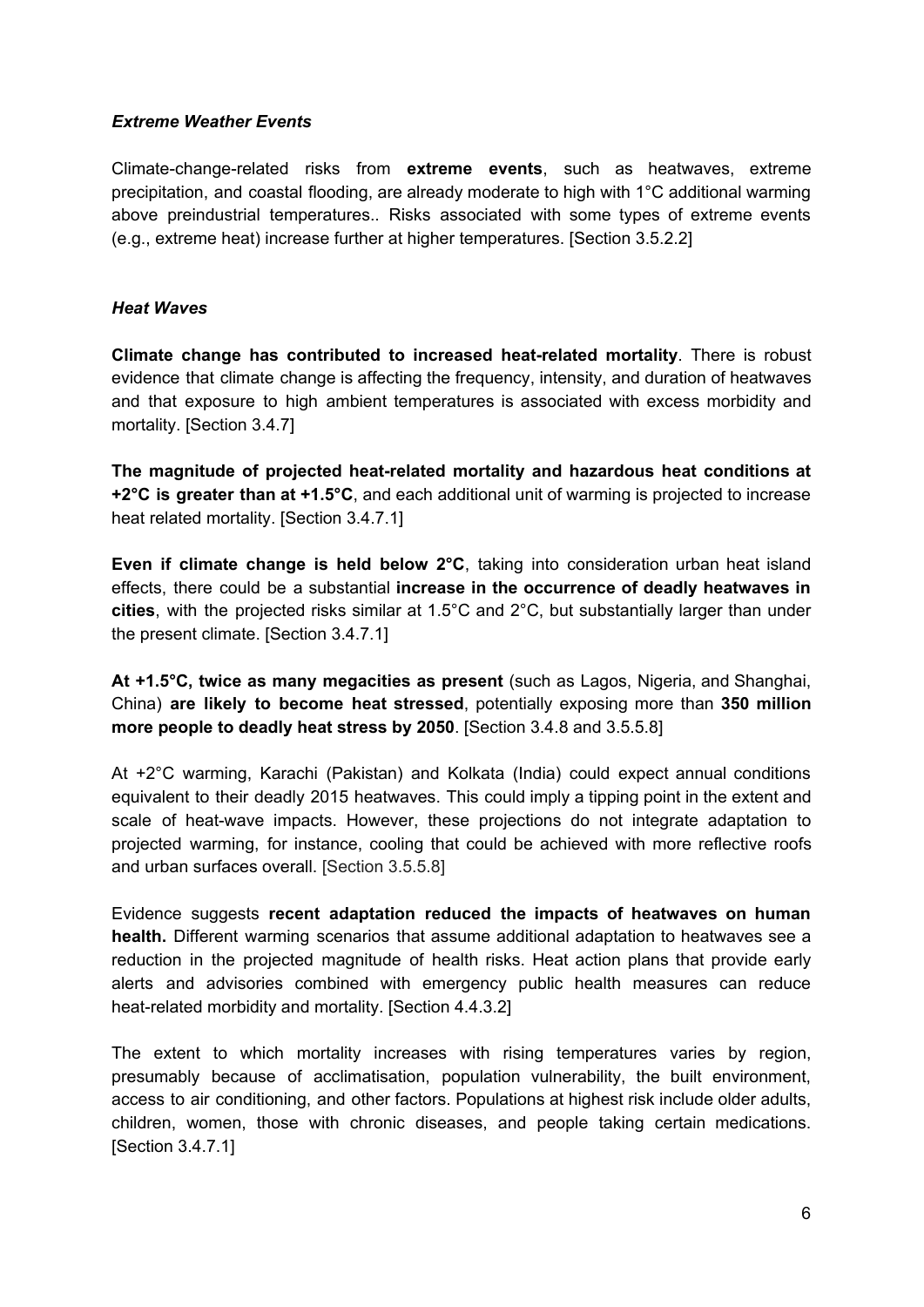### *Extreme Weather Events*

Climate-change-related risks from **extreme events**, such as heatwaves, extreme precipitation, and coastal flooding, are already moderate to high with 1°C additional warming above preindustrial temperatures.. Risks associated with some types of extreme events (e.g., extreme heat) increase further at higher temperatures. [Section 3.5.2.2]

### *Heat Waves*

**Climate change has contributed to increased heat-related mortality**. There is robust evidence that climate change is affecting the frequency, intensity, and duration of heatwaves and that exposure to high ambient temperatures is associated with excess morbidity and mortality. [Section 3.4.7]

**The magnitude of projected heat-related mortality and hazardous heat conditions at +2°C is greater than at +1.5°C**, and each additional unit of warming is projected to increase heat related mortality. [Section 3.4.7.1]

**Even if climate change is held below 2°C**, taking into consideration urban heat island effects, there could be a substantial **increase in the occurrence of deadly heatwaves in cities**, with the projected risks similar at 1.5°C and 2°C, but substantially larger than under the present climate. [Section 3.4.7.1]

**At +1.5°C, twice as many megacities as present** (such as Lagos, Nigeria, and Shanghai, China) **are likely to become heat stressed**, potentially exposing more than **350 million more people to deadly heat stress by 2050**. [Section 3.4.8 and 3.5.5.8]

At +2°C warming, Karachi (Pakistan) and Kolkata (India) could expect annual conditions equivalent to their deadly 2015 heatwaves. This could imply a tipping point in the extent and scale of heat-wave impacts. However, these projections do not integrate adaptation to projected warming, for instance, cooling that could be achieved with more reflective roofs and urban surfaces overall. [Section 3.5.5.8]

Evidence suggests **recent adaptation reduced the impacts of heatwaves on human health.** Different warming scenarios that assume additional adaptation to heatwaves see a reduction in the projected magnitude of health risks. Heat action plans that provide early alerts and advisories combined with emergency public health measures can reduce heat-related morbidity and mortality. [Section 4.4.3.2]

The extent to which mortality increases with rising temperatures varies by region, presumably because of acclimatisation, population vulnerability, the built environment, access to air conditioning, and other factors. Populations at highest risk include older adults, children, women, those with chronic diseases, and people taking certain medications. [Section 3.4.7.1]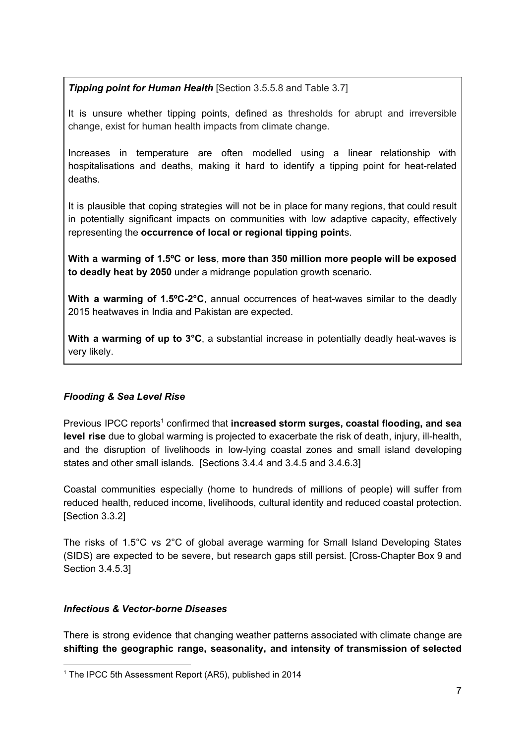***Tipping point for Human Health*** [Section 3.5.5.8 and Table 3.7]

It is unsure whether tipping points, defined as thresholds for abrupt and irreversible change, exist for human health impacts from climate change.

Increases in temperature are often modelled using a linear relationship with hospitalisations and deaths, making it hard to identify a tipping point for heat-related deaths.

It is plausible that coping strategies will not be in place for many regions, that could result in potentially significant impacts on communities with low adaptive capacity, effectively representing the **occurrence of local or regional tipping point**s.

**With a warming of 1.5ºC or less**, **more than 350 million more people will be exposed to deadly heat by 2050** under a midrange population growth scenario.

**With a warming of 1.5ºC-2°C**, annual occurrences of heat-waves similar to the deadly 2015 heatwaves in India and Pakistan are expected.

**With a warming of up to 3°C**, a substantial increase in potentially deadly heat-waves is very likely.

### *Flooding & Sea Level Rise*

Previous IPCC reports[1] confirmed that **increased storm surges, coastal flooding, and sea level rise** due to global warming is projected to exacerbate the risk of death, injury, ill-health, and the disruption of livelihoods in low-lying coastal zones and small island developing states and other small islands. [Sections 3.4.4 and 3.4.5 and 3.4.6.3]

Coastal communities especially (home to hundreds of millions of people) will suffer from reduced health, reduced income, livelihoods, cultural identity and reduced coastal protection. [Section 3.3.2]

The risks of 1.5°C vs 2°C of global average warming for Small Island Developing States (SIDS) are expected to be severe, but research gaps still persist. [Cross-Chapter Box 9 and Section 3.4.5.3]

### *Infectious & Vector-borne Diseases*

There is strong evidence that changing weather patterns associated with climate change are **shifting the geographic range, seasonality, and intensity of transmission of selected**

[1] The IPCC 5th Assessment Report (AR5), published in 2014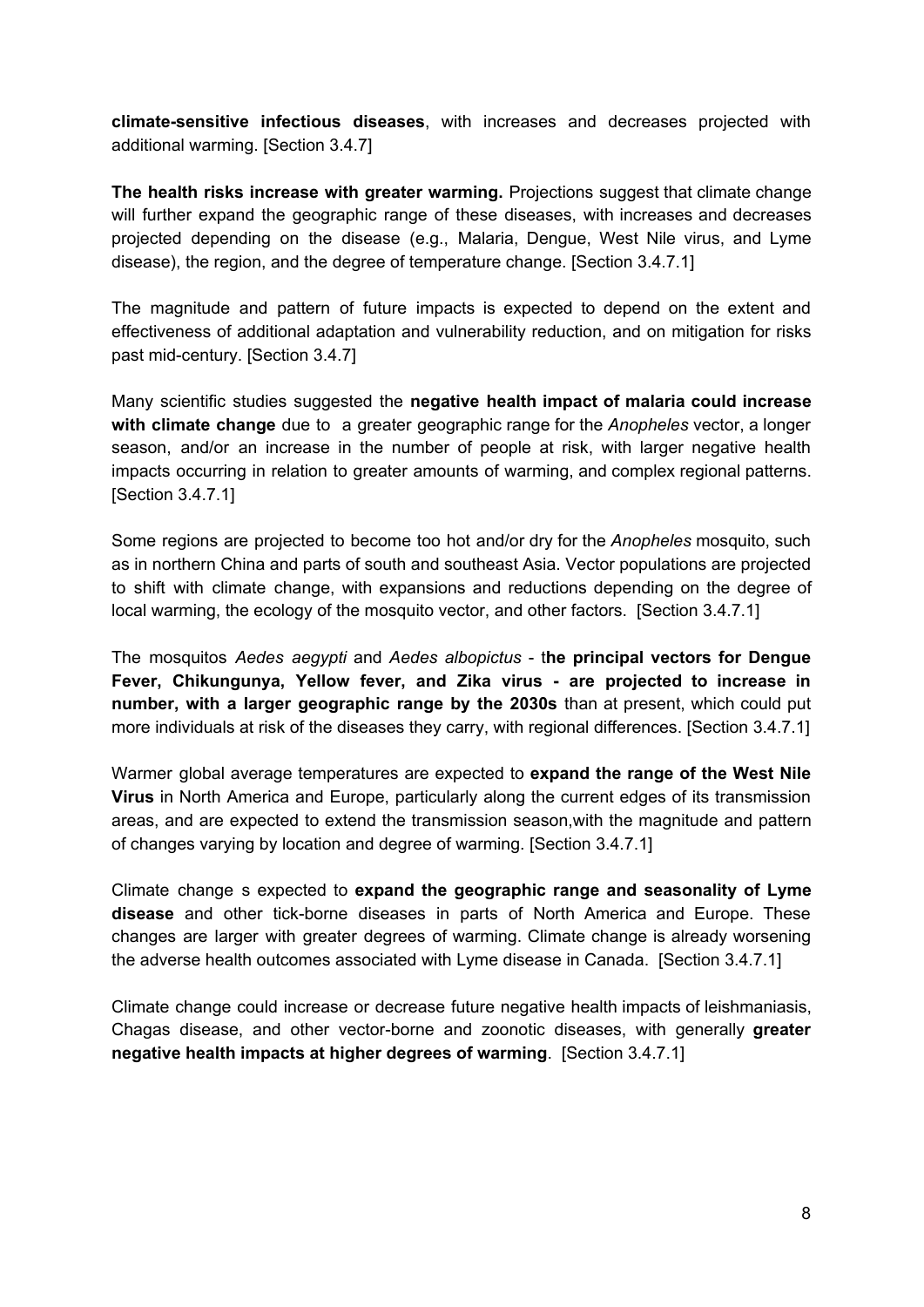**climate-sensitive infectious diseases**, with increases and decreases projected with additional warming. [Section 3.4.7]

**The health risks increase with greater warming.** Projections suggest that climate change will further expand the geographic range of these diseases, with increases and decreases projected depending on the disease (e.g., Malaria, Dengue, West Nile virus, and Lyme disease), the region, and the degree of temperature change. [Section 3.4.7.1]

The magnitude and pattern of future impacts is expected to depend on the extent and effectiveness of additional adaptation and vulnerability reduction, and on mitigation for risks past mid-century. [Section 3.4.7]

Many scientific studies suggested the **negative health impact of malaria could increase with climate change** due to  a greater geographic range for the *Anopheles* vector, a longer season, and/or an increase in the number of people at risk, with larger negative health impacts occurring in relation to greater amounts of warming, and complex regional patterns. [Section 3.4.7.1]

Some regions are projected to become too hot and/or dry for the *Anopheles* mosquito, such as in northern China and parts of south and southeast Asia. Vector populations are projected to shift with climate change, with expansions and reductions depending on the degree of local warming, the ecology of the mosquito vector, and other factors.  [Section 3.4.7.1]

The mosquitos *Aedes aegypti* and *Aedes albopictus* - t**he principal vectors for Dengue Fever, Chikungunya, Yellow fever, and Zika virus - are projected to increase in number, with a larger geographic range by the 2030s** than at present, which could put more individuals at risk of the diseases they carry, with regional differences. [Section 3.4.7.1]

Warmer global average temperatures are expected to **expand the range of the West Nile Virus** in North America and Europe, particularly along the current edges of its transmission areas, and are expected to extend the transmission season,with the magnitude and pattern of changes varying by location and degree of warming. [Section 3.4.7.1]

Climate change s expected to **expand the geographic range and seasonality of Lyme disease** and other tick-borne diseases in parts of North America and Europe. These changes are larger with greater degrees of warming. Climate change is already worsening the adverse health outcomes associated with Lyme disease in Canada.  [Section 3.4.7.1]

Climate change could increase or decrease future negative health impacts of leishmaniasis, Chagas disease, and other vector-borne and zoonotic diseases, with generally **greater negative health impacts at higher degrees of warming**.  [Section 3.4.7.1]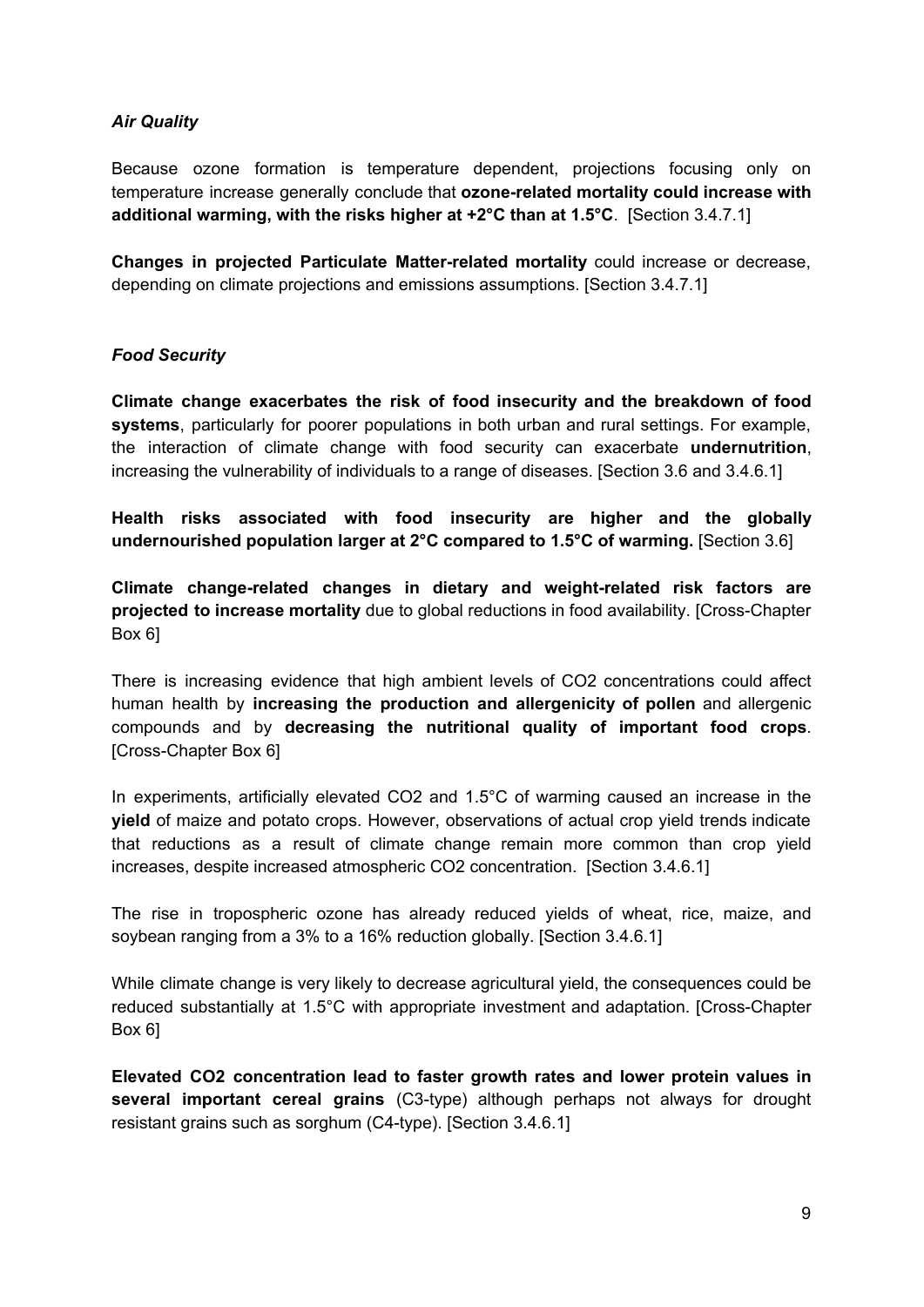*Air Quality*

Because ozone formation is temperature dependent, projections focusing only on temperature increase generally conclude that **ozone-related mortality could increase with additional warming, with the risks higher at +2°C than at 1.5°C**. [Section 3.4.7.1]

**Changes in projected Particulate Matter-related mortality** could increase or decrease, depending on climate projections and emissions assumptions. [Section 3.4.7.1]

*Food Security*

**Climate change exacerbates the risk of food insecurity and the breakdown of food systems**, particularly for poorer populations in both urban and rural settings. For example, the interaction of climate change with food security can exacerbate **undernutrition**, increasing the vulnerability of individuals to a range of diseases. [Section 3.6 and 3.4.6.1]

**Health risks associated with food insecurity are higher and the globally undernourished population larger at 2°C compared to 1.5°C of warming.** [Section 3.6]

**Climate change-related changes in dietary and weight-related risk factors are projected to increase mortality** due to global reductions in food availability. [Cross-Chapter Box 6]

There is increasing evidence that high ambient levels of $CO_2$ concentrations could affect human health by **increasing the production and allergenicity of pollen** and allergenic compounds and by **decreasing the nutritional quality of important food crops**. [Cross-Chapter Box 6]

In experiments, artificially elevated $CO_2$ and 1.5°C of warming caused an increase in the **yield** of maize and potato crops. However, observations of actual crop yield trends indicate that reductions as a result of climate change remain more common than crop yield increases, despite increased atmospheric $CO_2$ concentration. [Section 3.4.6.1]

The rise in tropospheric ozone has already reduced yields of wheat, rice, maize, and soybean ranging from a 3% to a 16% reduction globally. [Section 3.4.6.1]

While climate change is very likely to decrease agricultural yield, the consequences could be reduced substantially at 1.5°C with appropriate investment and adaptation. [Cross-Chapter Box 6]

**Elevated $CO_2$ concentration lead to faster growth rates and lower protein values in several important cereal grains** (C3-type) although perhaps not always for drought resistant grains such as sorghum (C4-type). [Section 3.4.6.1]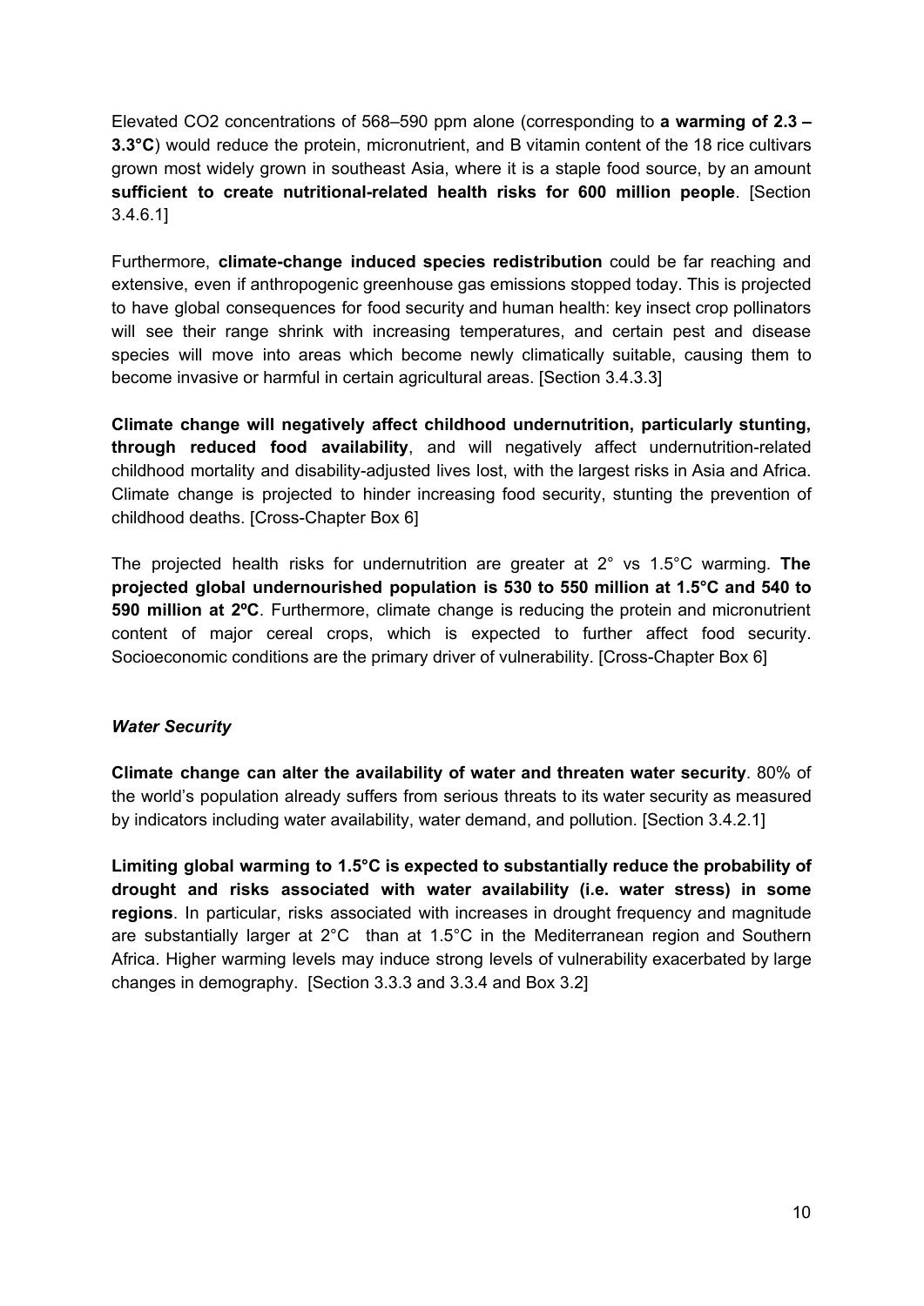Elevated $CO_2$ concentrations of 568–590 ppm alone (corresponding to **a warming of 2.3 – 3.3°C**) would reduce the protein, micronutrient, and B vitamin content of the 18 rice cultivars grown most widely grown in southeast Asia, where it is a staple food source, by an amount **sufficient to create nutritional-related health risks for 600 million people**. [Section 3.4.6.1]

Furthermore, **climate-change induced species redistribution** could be far reaching and extensive, even if anthropogenic greenhouse gas emissions stopped today. This is projected to have global consequences for food security and human health: key insect crop pollinators will see their range shrink with increasing temperatures, and certain pest and disease species will move into areas which become newly climatically suitable, causing them to become invasive or harmful in certain agricultural areas. [Section 3.4.3.3]

**Climate change will negatively affect childhood undernutrition, particularly stunting, through reduced food availability**, and will negatively affect undernutrition-related childhood mortality and disability-adjusted lives lost, with the largest risks in Asia and Africa. Climate change is projected to hinder increasing food security, stunting the prevention of childhood deaths. [Cross-Chapter Box 6]

The projected health risks for undernutrition are greater at 2° vs 1.5°C warming. **The projected global undernourished population is 530 to 550 million at 1.5°C and 540 to 590 million at 2ºC**. Furthermore, climate change is reducing the protein and micronutrient content of major cereal crops, which is expected to further affect food security. Socioeconomic conditions are the primary driver of vulnerability. [Cross-Chapter Box 6]

***Water Security***

**Climate change can alter the availability of water and threaten water security**. 80% of the world's population already suffers from serious threats to its water security as measured by indicators including water availability, water demand, and pollution. [Section 3.4.2.1]

**Limiting global warming to 1.5°C is expected to substantially reduce the probability of drought and risks associated with water availability (i.e. water stress) in some regions**. In particular, risks associated with increases in drought frequency and magnitude are substantially larger at 2°C than at 1.5°C in the Mediterranean region and Southern Africa. Higher warming levels may induce strong levels of vulnerability exacerbated by large changes in demography. [Section 3.3.3 and 3.3.4 and Box 3.2]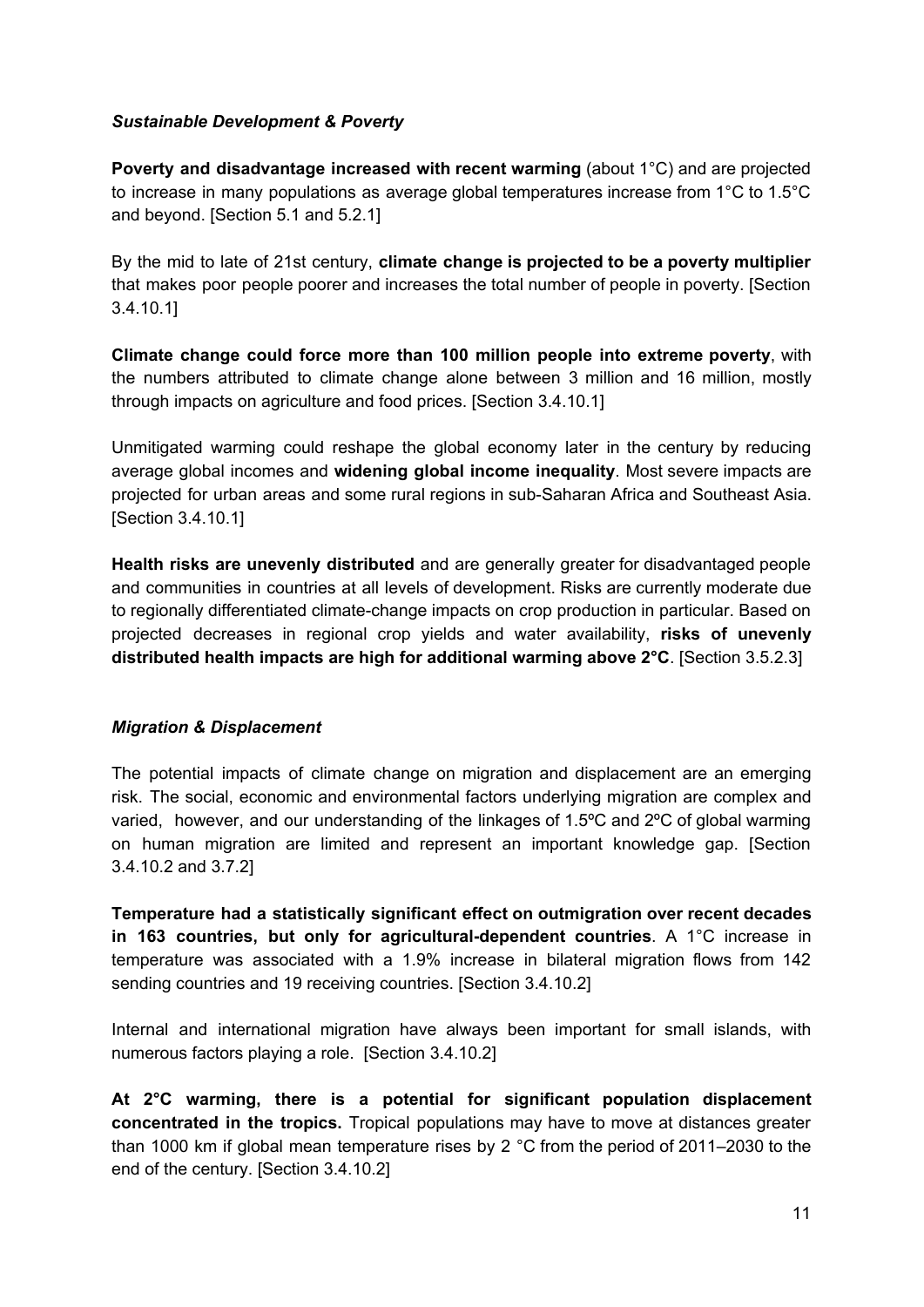### *Sustainable Development & Poverty*

**Poverty and disadvantage increased with recent warming** (about 1°C) and are projected to increase in many populations as average global temperatures increase from 1°C to 1.5°C and beyond. [Section 5.1 and 5.2.1]

By the mid to late of 21st century, **climate change is projected to be a poverty multiplier** that makes poor people poorer and increases the total number of people in poverty. [Section 3.4.10.1]

**Climate change could force more than 100 million people into extreme poverty**, with the numbers attributed to climate change alone between 3 million and 16 million, mostly through impacts on agriculture and food prices. [Section 3.4.10.1]

Unmitigated warming could reshape the global economy later in the century by reducing average global incomes and **widening global income inequality**. Most severe impacts are projected for urban areas and some rural regions in sub-Saharan Africa and Southeast Asia. [Section 3.4.10.1]

**Health risks are unevenly distributed** and are generally greater for disadvantaged people and communities in countries at all levels of development. Risks are currently moderate due to regionally differentiated climate-change impacts on crop production in particular. Based on projected decreases in regional crop yields and water availability, **risks of unevenly distributed health impacts are high for additional warming above 2°C**. [Section 3.5.2.3]

### *Migration & Displacement*

The potential impacts of climate change on migration and displacement are an emerging risk. The social, economic and environmental factors underlying migration are complex and varied, however, and our understanding of the linkages of 1.5ºC and 2ºC of global warming on human migration are limited and represent an important knowledge gap. [Section 3.4.10.2 and 3.7.2]

**Temperature had a statistically significant effect on outmigration over recent decades in 163 countries, but only for agricultural-dependent countries**. A 1°C increase in temperature was associated with a 1.9% increase in bilateral migration flows from 142 sending countries and 19 receiving countries. [Section 3.4.10.2]

Internal and international migration have always been important for small islands, with numerous factors playing a role. [Section 3.4.10.2]

**At 2°C warming, there is a potential for significant population displacement concentrated in the tropics.** Tropical populations may have to move at distances greater than 1000 km if global mean temperature rises by 2 °C from the period of 2011–2030 to the end of the century. [Section 3.4.10.2]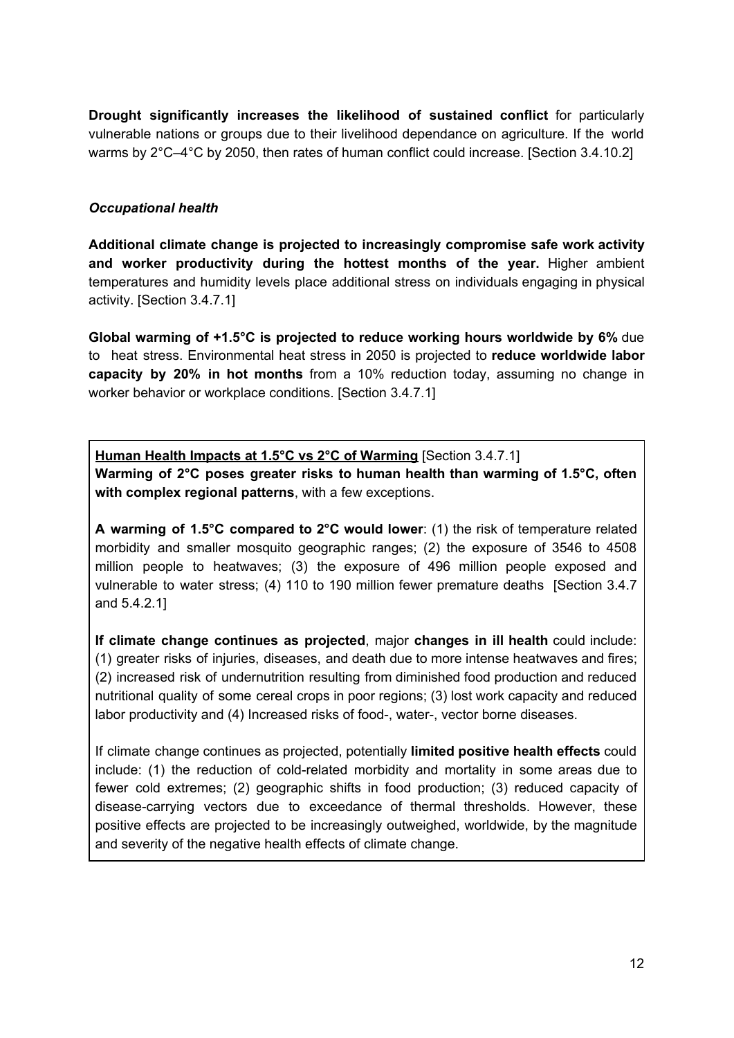**Drought significantly increases the likelihood of sustained conflict** for particularly vulnerable nations or groups due to their livelihood dependance on agriculture. If the world warms by 2°C–4°C by 2050, then rates of human conflict could increase. [Section 3.4.10.2]

### *Occupational health*

**Additional climate change is projected to increasingly compromise safe work activity and worker productivity during the hottest months of the year.** Higher ambient temperatures and humidity levels place additional stress on individuals engaging in physical activity. [Section 3.4.7.1]

**Global warming of +1.5°C is projected to reduce working hours worldwide by 6%** due to heat stress. Environmental heat stress in 2050 is projected to **reduce worldwide labor capacity by 20% in hot months** from a 10% reduction today, assuming no change in worker behavior or workplace conditions. [Section 3.4.7.1]

**Human Health Impacts at 1.5°C vs 2°C of Warming** [Section 3.4.7.1]
**Warming of 2°C poses greater risks to human health than warming of 1.5°C, often with complex regional patterns**, with a few exceptions.

**A warming of 1.5°C compared to 2°C would lower**: (1) the risk of temperature related morbidity and smaller mosquito geographic ranges; (2) the exposure of 3546 to 4508 million people to heatwaves; (3) the exposure of 496 million people exposed and vulnerable to water stress; (4) 110 to 190 million fewer premature deaths [Section 3.4.7 and 5.4.2.1]

**If climate change continues as projected**, major **changes in ill health** could include: (1) greater risks of injuries, diseases, and death due to more intense heatwaves and fires; (2) increased risk of undernutrition resulting from diminished food production and reduced nutritional quality of some cereal crops in poor regions; (3) lost work capacity and reduced labor productivity and (4) Increased risks of food-, water-, vector borne diseases.

If climate change continues as projected, potentially **limited positive health effects** could include: (1) the reduction of cold-related morbidity and mortality in some areas due to fewer cold extremes; (2) geographic shifts in food production; (3) reduced capacity of disease-carrying vectors due to exceedance of thermal thresholds. However, these positive effects are projected to be increasingly outweighed, worldwide, by the magnitude and severity of the negative health effects of climate change.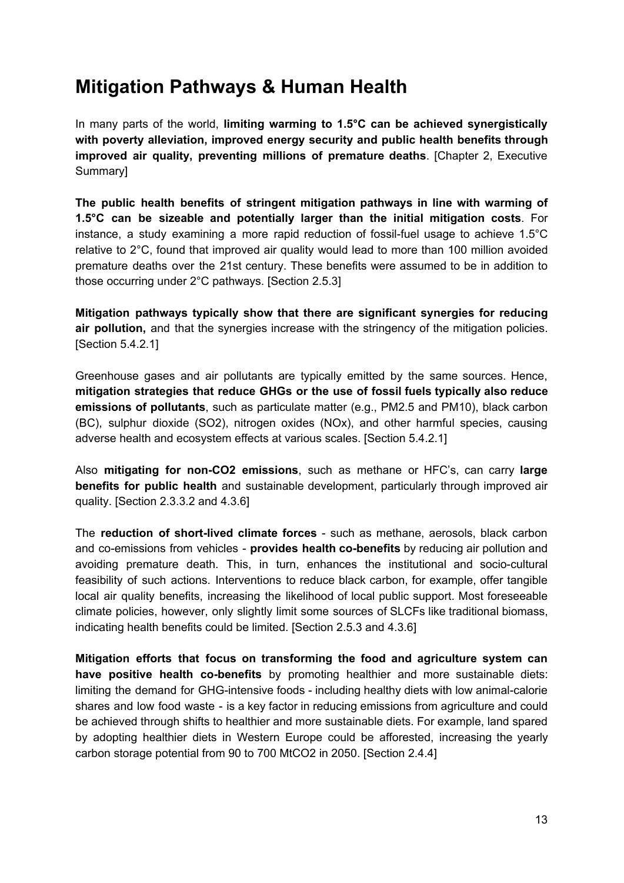# Mitigation Pathways & Human Health

In many parts of the world, **limiting warming to 1.5°C can be achieved synergistically with poverty alleviation, improved energy security and public health benefits through improved air quality, preventing millions of premature deaths**. [Chapter 2, Executive Summary]

**The public health benefits of stringent mitigation pathways in line with warming of 1.5°C can be sizeable and potentially larger than the initial mitigation costs**. For instance, a study examining a more rapid reduction of fossil-fuel usage to achieve 1.5°C relative to 2°C, found that improved air quality would lead to more than 100 million avoided premature deaths over the 21st century. These benefits were assumed to be in addition to those occurring under 2°C pathways. [Section 2.5.3]

**Mitigation pathways typically show that there are significant synergies for reducing air pollution,** and that the synergies increase with the stringency of the mitigation policies. [Section 5.4.2.1]

Greenhouse gases and air pollutants are typically emitted by the same sources. Hence, **mitigation strategies that reduce GHGs or the use of fossil fuels typically also reduce emissions of pollutants**, such as particulate matter (e.g., $PM_{2.5}$ and $PM_{10}$), black carbon (BC), sulphur dioxide ($SO_2$), nitrogen oxides ($NO_x$), and other harmful species, causing adverse health and ecosystem effects at various scales. [Section 5.4.2.1]

Also **mitigating for non-CO2 emissions**, such as methane or HFC's, can carry **large benefits for public health** and sustainable development, particularly through improved air quality. [Section 2.3.3.2 and 4.3.6]

The **reduction of short-lived climate forces** - such as methane, aerosols, black carbon and co-emissions from vehicles - **provides health co-benefits** by reducing air pollution and avoiding premature death. This, in turn, enhances the institutional and socio-cultural feasibility of such actions. Interventions to reduce black carbon, for example, offer tangible local air quality benefits, increasing the likelihood of local public support. Most foreseeable climate policies, however, only slightly limit some sources of SLCFs like traditional biomass, indicating health benefits could be limited. [Section 2.5.3 and 4.3.6]

**Mitigation efforts that focus on transforming the food and agriculture system can have positive health co-benefits** by promoting healthier and more sustainable diets: limiting the demand for GHG-intensive foods - including healthy diets with low animal-calorie shares and low food waste - is a key factor in reducing emissions from agriculture and could be achieved through shifts to healthier and more sustainable diets. For example, land spared by adopting healthier diets in Western Europe could be afforested, increasing the yearly carbon storage potential from 90 to 700 $MtCO_2$ in 2050. [Section 2.4.4]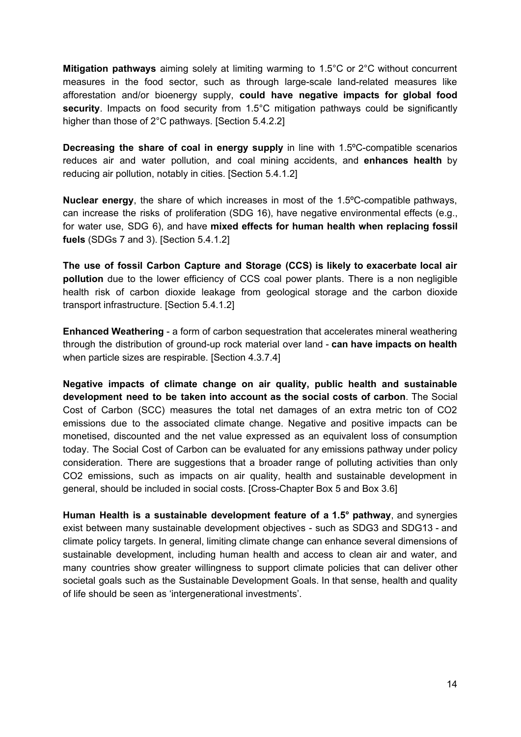**Mitigation pathways** aiming solely at limiting warming to 1.5°C or 2°C without concurrent measures in the food sector, such as through large-scale land-related measures like afforestation and/or bioenergy supply, **could have negative impacts for global food security**. Impacts on food security from 1.5°C mitigation pathways could be significantly higher than those of 2°C pathways. [Section 5.4.2.2]

**Decreasing the share of coal in energy supply** in line with 1.5ºC-compatible scenarios reduces air and water pollution, and coal mining accidents, and **enhances health** by reducing air pollution, notably in cities. [Section 5.4.1.2]

**Nuclear energy**, the share of which increases in most of the 1.5ºC-compatible pathways, can increase the risks of proliferation (SDG 16), have negative environmental effects (e.g., for water use, SDG 6), and have **mixed effects for human health when replacing fossil fuels** (SDGs 7 and 3). [Section 5.4.1.2]

**The use of fossil Carbon Capture and Storage (CCS) is likely to exacerbate local air pollution** due to the lower efficiency of CCS coal power plants. There is a non negligible health risk of carbon dioxide leakage from geological storage and the carbon dioxide transport infrastructure. [Section 5.4.1.2]

**Enhanced Weathering** - a form of carbon sequestration that accelerates mineral weathering through the distribution of ground-up rock material over land - **can have impacts on health** when particle sizes are respirable. [Section 4.3.7.4]

**Negative impacts of climate change on air quality, public health and sustainable development need to be taken into account as the social costs of carbon**. The Social Cost of Carbon (SCC) measures the total net damages of an extra metric ton of $CO_2$ emissions due to the associated climate change. Negative and positive impacts can be monetised, discounted and the net value expressed as an equivalent loss of consumption today. The Social Cost of Carbon can be evaluated for any emissions pathway under policy consideration. There are suggestions that a broader range of polluting activities than only $CO_2$ emissions, such as impacts on air quality, health and sustainable development in general, should be included in social costs. [Cross-Chapter Box 5 and Box 3.6]

**Human Health is a sustainable development feature of a 1.5° pathway**, and synergies exist between many sustainable development objectives - such as SDG3 and SDG13 - and climate policy targets. In general, limiting climate change can enhance several dimensions of sustainable development, including human health and access to clean air and water, and many countries show greater willingness to support climate policies that can deliver other societal goals such as the Sustainable Development Goals. In that sense, health and quality of life should be seen as 'intergenerational investments'.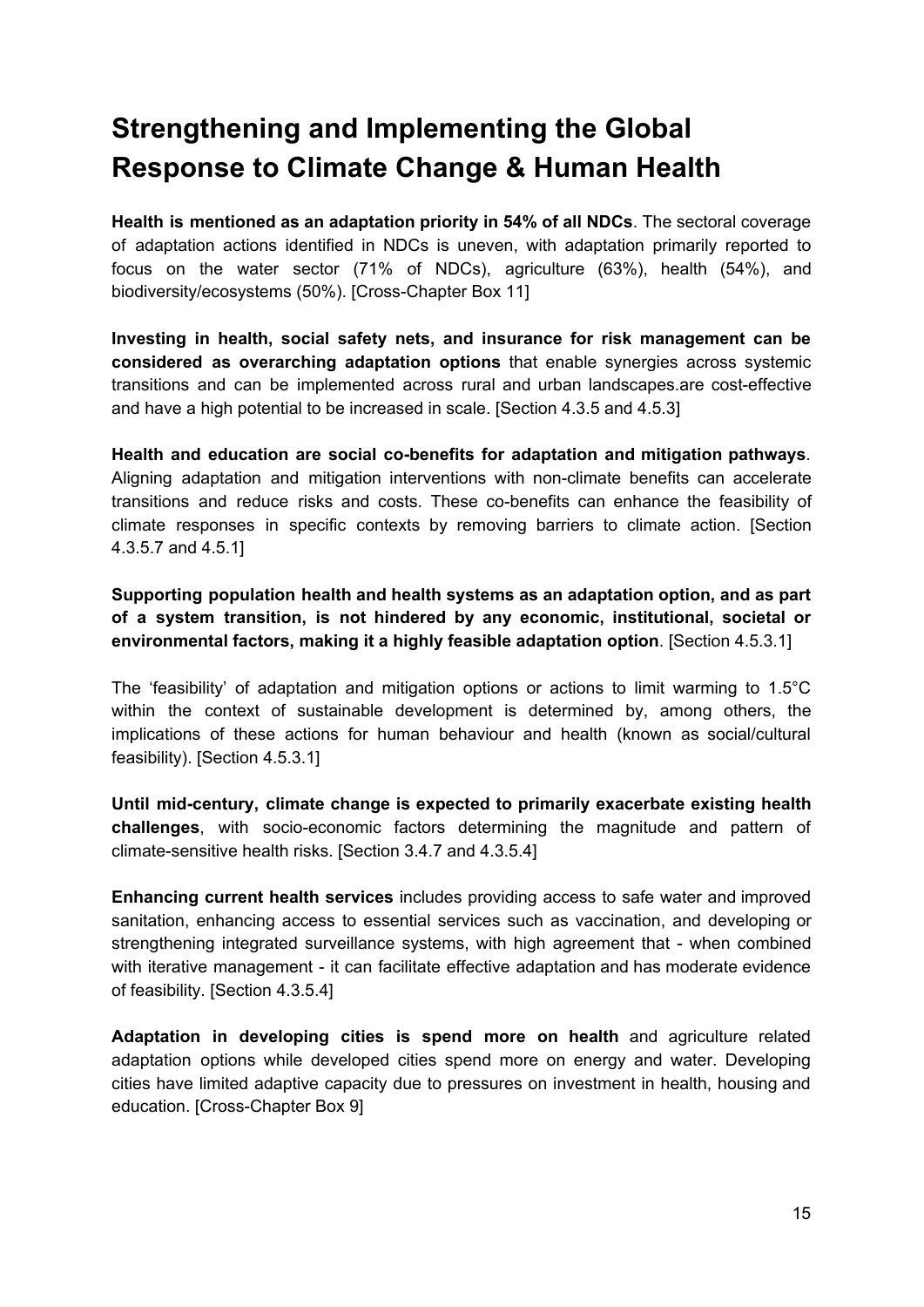# Strengthening and Implementing the Global Response to Climate Change & Human Health

**Health is mentioned as an adaptation priority in 54% of all NDCs**. The sectoral coverage of adaptation actions identified in NDCs is uneven, with adaptation primarily reported to focus on the water sector (71% of NDCs), agriculture (63%), health (54%), and biodiversity/ecosystems (50%). [Cross-Chapter Box 11]

**Investing in health, social safety nets, and insurance for risk management can be considered as overarching adaptation options** that enable synergies across systemic transitions and can be implemented across rural and urban landscapes.are cost-effective and have a high potential to be increased in scale. [Section 4.3.5 and 4.5.3]

**Health and education are social co-benefits for adaptation and mitigation pathways**. Aligning adaptation and mitigation interventions with non-climate benefits can accelerate transitions and reduce risks and costs. These co-benefits can enhance the feasibility of climate responses in specific contexts by removing barriers to climate action. [Section 4.3.5.7 and 4.5.1]

**Supporting population health and health systems as an adaptation option, and as part of a system transition, is not hindered by any economic, institutional, societal or environmental factors, making it a highly feasible adaptation option**. [Section 4.5.3.1]

The 'feasibility' of adaptation and mitigation options or actions to limit warming to 1.5°C within the context of sustainable development is determined by, among others, the implications of these actions for human behaviour and health (known as social/cultural feasibility). [Section 4.5.3.1]

**Until mid-century, climate change is expected to primarily exacerbate existing health challenges**, with socio-economic factors determining the magnitude and pattern of climate-sensitive health risks. [Section 3.4.7 and 4.3.5.4]

**Enhancing current health services** includes providing access to safe water and improved sanitation, enhancing access to essential services such as vaccination, and developing or strengthening integrated surveillance systems, with high agreement that - when combined with iterative management - it can facilitate effective adaptation and has moderate evidence of feasibility. [Section 4.3.5.4]

**Adaptation in developing cities is spend more on health** and agriculture related adaptation options while developed cities spend more on energy and water. Developing cities have limited adaptive capacity due to pressures on investment in health, housing and education. [Cross-Chapter Box 9]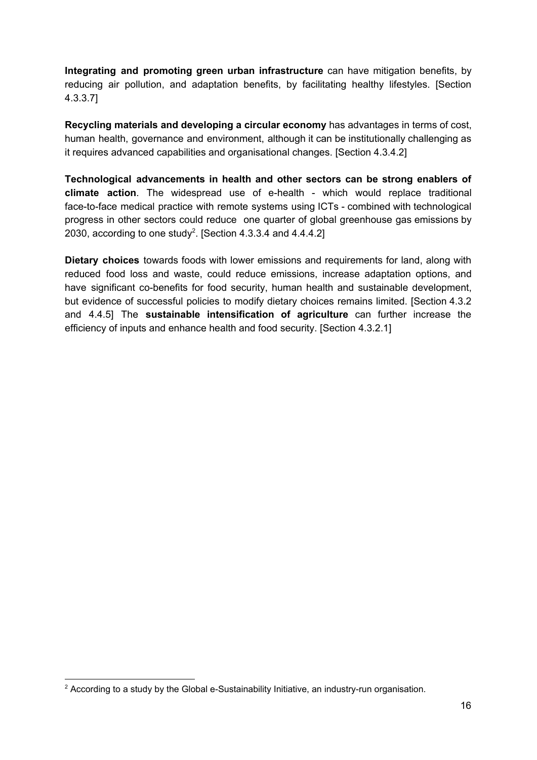**Integrating and promoting green urban infrastructure** can have mitigation benefits, by reducing air pollution, and adaptation benefits, by facilitating healthy lifestyles. [Section 4.3.3.7]

**Recycling materials and developing a circular economy** has advantages in terms of cost, human health, governance and environment, although it can be institutionally challenging as it requires advanced capabilities and organisational changes. [Section 4.3.4.2]

**Technological advancements in health and other sectors can be strong enablers of climate action**. The widespread use of e-health - which would replace traditional face-to-face medical practice with remote systems using ICTs - combined with technological progress in other sectors could reduce one quarter of global greenhouse gas emissions by 2030, according to one study[2]. [Section 4.3.3.4 and 4.4.4.2]

**Dietary choices** towards foods with lower emissions and requirements for land, along with reduced food loss and waste, could reduce emissions, increase adaptation options, and have significant co-benefits for food security, human health and sustainable development, but evidence of successful policies to modify dietary choices remains limited. [Section 4.3.2 and 4.4.5] The **sustainable intensification of agriculture** can further increase the efficiency of inputs and enhance health and food security. [Section 4.3.2.1]

[2] According to a study by the Global e-Sustainability Initiative, an industry-run organisation.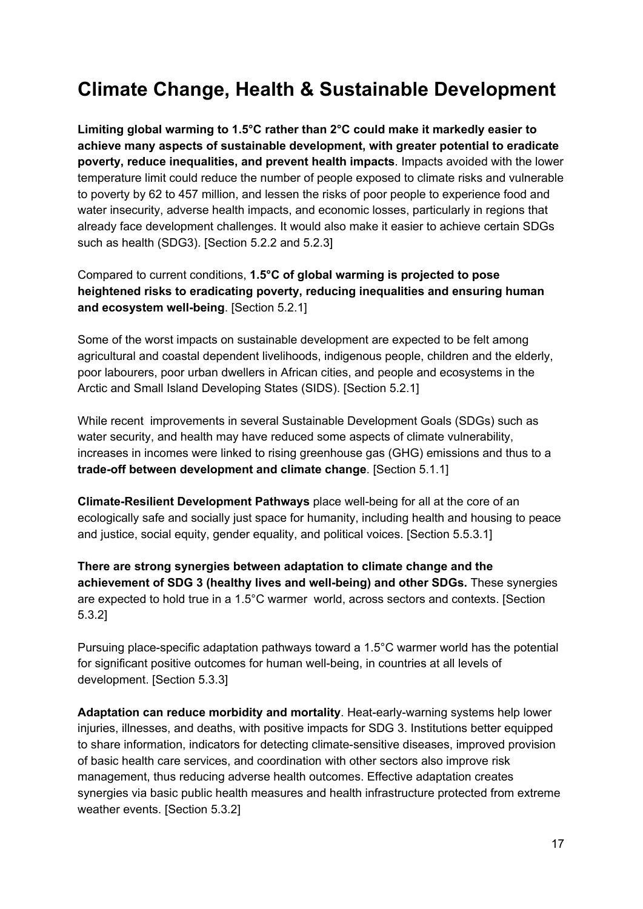# Climate Change, Health & Sustainable Development

**Limiting global warming to 1.5°C rather than 2°C could make it markedly easier to achieve many aspects of sustainable development, with greater potential to eradicate poverty, reduce inequalities, and prevent health impacts**. Impacts avoided with the lower temperature limit could reduce the number of people exposed to climate risks and vulnerable to poverty by 62 to 457 million, and lessen the risks of poor people to experience food and water insecurity, adverse health impacts, and economic losses, particularly in regions that already face development challenges. It would also make it easier to achieve certain SDGs such as health (SDG3). [Section 5.2.2 and 5.2.3]

Compared to current conditions, **1.5°C of global warming is projected to pose heightened risks to eradicating poverty, reducing inequalities and ensuring human and ecosystem well-being**. [Section 5.2.1]

Some of the worst impacts on sustainable development are expected to be felt among agricultural and coastal dependent livelihoods, indigenous people, children and the elderly, poor labourers, poor urban dwellers in African cities, and people and ecosystems in the Arctic and Small Island Developing States (SIDS). [Section 5.2.1]

While recent improvements in several Sustainable Development Goals (SDGs) such as water security, and health may have reduced some aspects of climate vulnerability, increases in incomes were linked to rising greenhouse gas (GHG) emissions and thus to a **trade-off between development and climate change**. [Section 5.1.1]

**Climate-Resilient Development Pathways** place well-being for all at the core of an ecologically safe and socially just space for humanity, including health and housing to peace and justice, social equity, gender equality, and political voices. [Section 5.5.3.1]

**There are strong synergies between adaptation to climate change and the achievement of SDG 3 (healthy lives and well-being) and other SDGs.** These synergies are expected to hold true in a 1.5°C warmer world, across sectors and contexts. [Section 5.3.2]

Pursuing place-specific adaptation pathways toward a 1.5°C warmer world has the potential for significant positive outcomes for human well-being, in countries at all levels of development. [Section 5.3.3]

**Adaptation can reduce morbidity and mortality**. Heat-early-warning systems help lower injuries, illnesses, and deaths, with positive impacts for SDG 3. Institutions better equipped to share information, indicators for detecting climate-sensitive diseases, improved provision of basic health care services, and coordination with other sectors also improve risk management, thus reducing adverse health outcomes. Effective adaptation creates synergies via basic public health measures and health infrastructure protected from extreme weather events. [Section 5.3.2]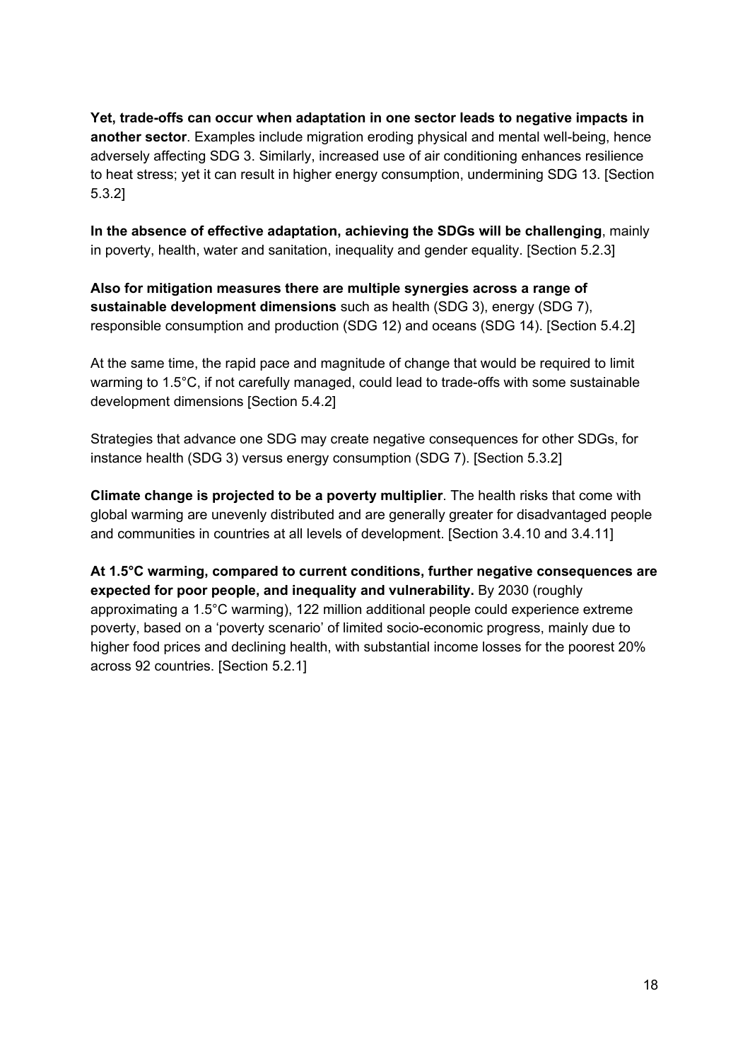**Yet, trade-offs can occur when adaptation in one sector leads to negative impacts in another sector**. Examples include migration eroding physical and mental well-being, hence adversely affecting SDG 3. Similarly, increased use of air conditioning enhances resilience to heat stress; yet it can result in higher energy consumption, undermining SDG 13. [Section 5.3.2]

**In the absence of effective adaptation, achieving the SDGs will be challenging**, mainly in poverty, health, water and sanitation, inequality and gender equality. [Section 5.2.3]

**Also for mitigation measures there are multiple synergies across a range of sustainable development dimensions** such as health (SDG 3), energy (SDG 7), responsible consumption and production (SDG 12) and oceans (SDG 14). [Section 5.4.2]

At the same time, the rapid pace and magnitude of change that would be required to limit warming to 1.5°C, if not carefully managed, could lead to trade-offs with some sustainable development dimensions [Section 5.4.2]

Strategies that advance one SDG may create negative consequences for other SDGs, for instance health (SDG 3) versus energy consumption (SDG 7). [Section 5.3.2]

**Climate change is projected to be a poverty multiplier**. The health risks that come with global warming are unevenly distributed and are generally greater for disadvantaged people and communities in countries at all levels of development. [Section 3.4.10 and 3.4.11]

**At 1.5°C warming, compared to current conditions, further negative consequences are expected for poor people, and inequality and vulnerability.** By 2030 (roughly approximating a 1.5°C warming), 122 million additional people could experience extreme poverty, based on a 'poverty scenario' of limited socio-economic progress, mainly due to higher food prices and declining health, with substantial income losses for the poorest 20% across 92 countries. [Section 5.2.1]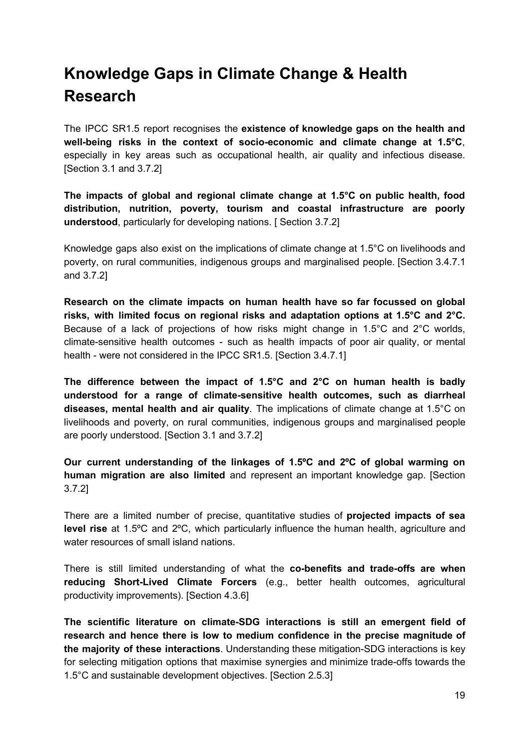# Knowledge Gaps in Climate Change & Health Research

The IPCC SR1.5 report recognises the **existence of knowledge gaps on the health and well-being risks in the context of socio-economic and climate change at 1.5°C**, especially in key areas such as occupational health, air quality and infectious disease. [Section 3.1 and 3.7.2]

**The impacts of global and regional climate change at 1.5°C on public health, food distribution, nutrition, poverty, tourism and coastal infrastructure are poorly understood**, particularly for developing nations. [ Section 3.7.2]

Knowledge gaps also exist on the implications of climate change at 1.5°C on livelihoods and poverty, on rural communities, indigenous groups and marginalised people. [Section 3.4.7.1 and 3.7.2]

**Research on the climate impacts on human health have so far focussed on global risks, with limited focus on regional risks and adaptation options at 1.5°C and 2°C.** Because of a lack of projections of how risks might change in 1.5°C and 2°C worlds, climate-sensitive health outcomes - such as health impacts of poor air quality, or mental health - were not considered in the IPCC SR1.5. [Section 3.4.7.1]

**The difference between the impact of 1.5°C and 2°C on human health is badly understood for a range of climate-sensitive health outcomes, such as diarrheal diseases, mental health and air quality**. The implications of climate change at 1.5°C on livelihoods and poverty, on rural communities, indigenous groups and marginalised people are poorly understood. [Section 3.1 and 3.7.2]

**Our current understanding of the linkages of 1.5ºC and 2ºC of global warming on human migration are also limited** and represent an important knowledge gap. [Section 3.7.2]

There are a limited number of precise, quantitative studies of **projected impacts of sea level rise** at 1.5ºC and 2ºC, which particularly influence the human health, agriculture and water resources of small island nations.

There is still limited understanding of what the **co-benefits and trade-offs are when reducing Short-Lived Climate Forcers** (e.g., better health outcomes, agricultural productivity improvements). [Section 4.3.6]

**The scientific literature on climate-SDG interactions is still an emergent field of research and hence there is low to medium confidence in the precise magnitude of the majority of these interactions**. Understanding these mitigation-SDG interactions is key for selecting mitigation options that maximise synergies and minimize trade-offs towards the 1.5°C and sustainable development objectives. [Section 2.5.3]